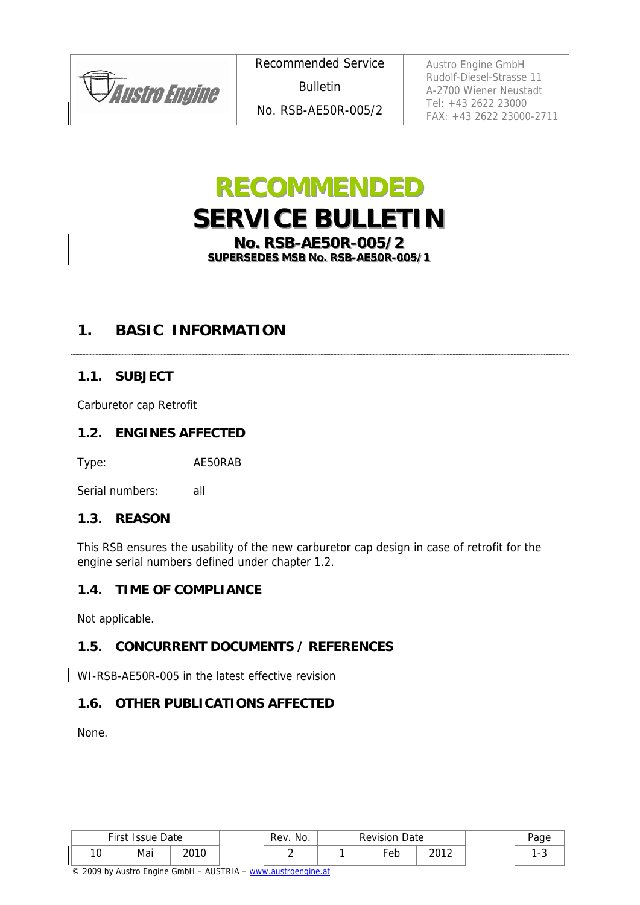# RECOMMENDED SERVICE BULLETIN

**No. RSB-AE50R-005/2**

**SUPERSEDES MSB No. RSB-AE50R-005/1**

## 1. BASIC INFORMATION

### 1.1. SUBJECT

Carburetor cap Retrofit

### 1.2. ENGINES AFFECTED

Type: AE50RAB

Serial numbers: all

### 1.3. REASON

This RSB ensures the usability of the new carburetor cap design in case of retrofit for the engine serial numbers defined under chapter 1.2.

### 1.4. TIME OF COMPLIANCE

Not applicable.

### 1.5. CONCURRENT DOCUMENTS / REFERENCES

WI-RSB-AE50R-005 in the latest effective revision

### 1.6. OTHER PUBLICATIONS AFFECTED

None.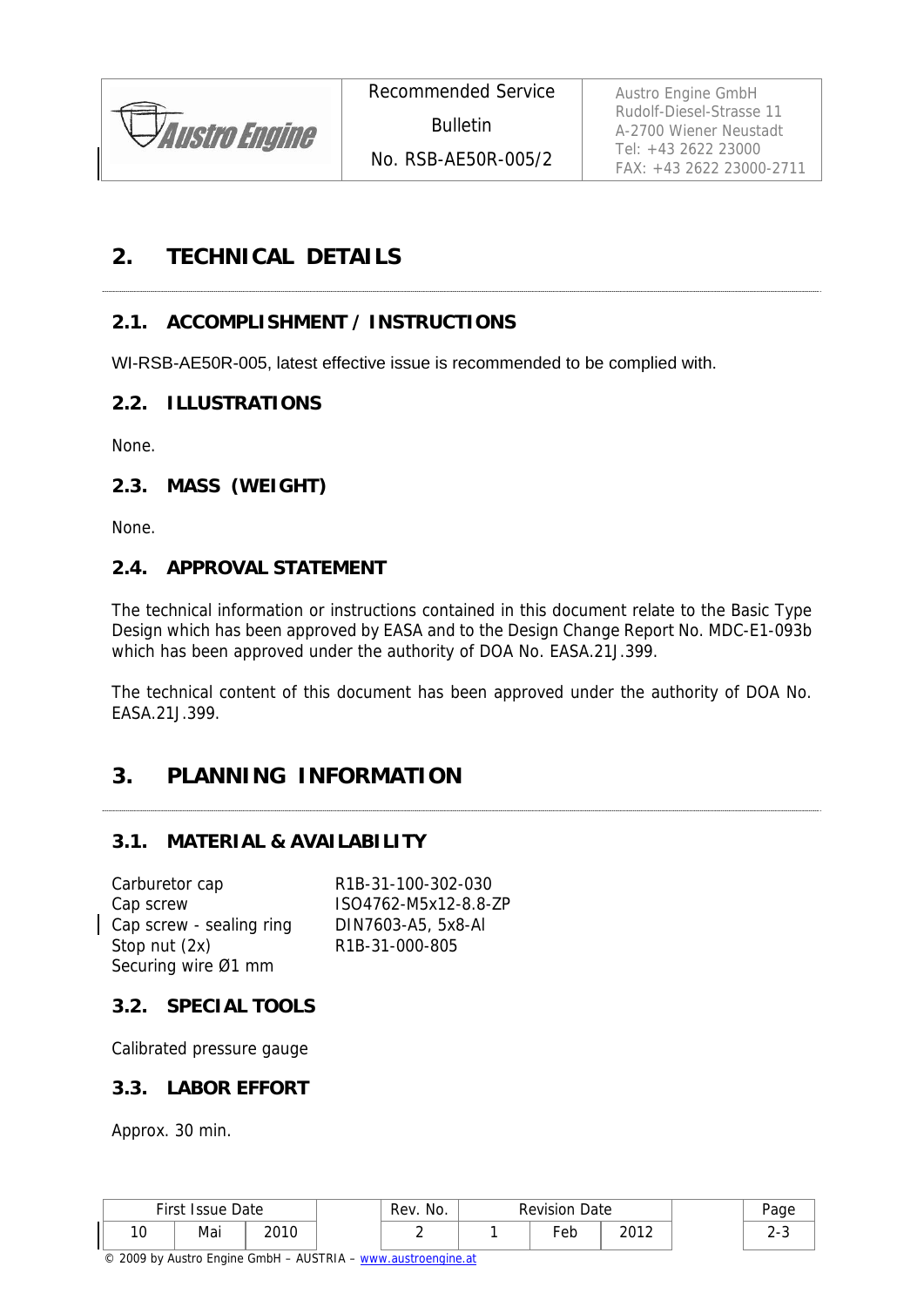# 2. TECHNICAL DETAILS

## 2.1. ACCOMPLISHMENT / INSTRUCTIONS

WI-RSB-AE50R-005, latest effective issue is recommended to be complied with.

## 2.2. ILLUSTRATIONS

None.

## 2.3. MASS (WEIGHT)

None.

## 2.4. APPROVAL STATEMENT

The technical information or instructions contained in this document relate to the Basic Type Design which has been approved by EASA and to the Design Change Report No. MDC-E1-093b which has been approved under the authority of DOA No. EASA.21J.399.

The technical content of this document has been approved under the authority of DOA No. EASA.21J.399.

# 3. PLANNING INFORMATION

## 3.1. MATERIAL & AVAILABILITY

| | |
|---|---|
| Carburetor cap | R1B-31-100-302-030 |
| Cap screw | ISO4762-M5x12-8.8-ZP |
| Cap screw - sealing ring | DIN7603-A5, 5x8-Al |
| Stop nut (2x) | R1B-31-000-805 |
| Securing wire Ø1 mm | |

## 3.2. SPECIAL TOOLS

Calibrated pressure gauge

## 3.3. LABOR EFFORT

Approx. 30 min.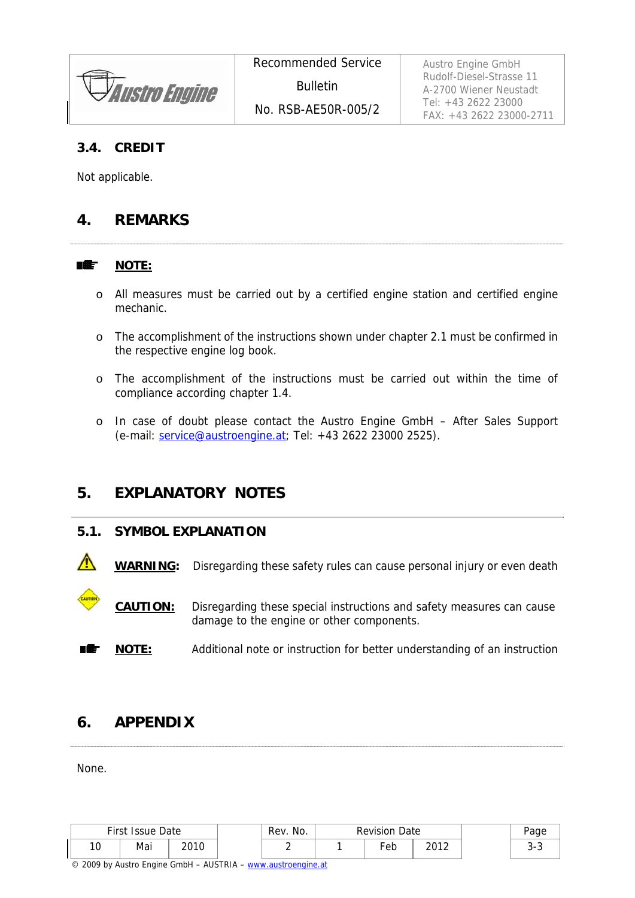### 3.4. CREDIT

Not applicable.

## 4. REMARKS

**NOTE:**

- All measures must be carried out by a certified engine station and certified engine mechanic.
- The accomplishment of the instructions shown under chapter 2.1 must be confirmed in the respective engine log book.
- The accomplishment of the instructions must be carried out within the time of compliance according chapter 1.4.
- In case of doubt please contact the Austro Engine GmbH – After Sales Support (e-mail: service@austroengine.at; Tel: +43 2622 23000 2525).

## 5. EXPLANATORY NOTES

### 5.1. SYMBOL EXPLANATION

**WARNING:** Disregarding these safety rules can cause personal injury or even death

**CAUTION:** Disregarding these special instructions and safety measures can cause damage to the engine or other components.

**NOTE:** Additional note or instruction for better understanding of an instruction

## 6. APPENDIX

None.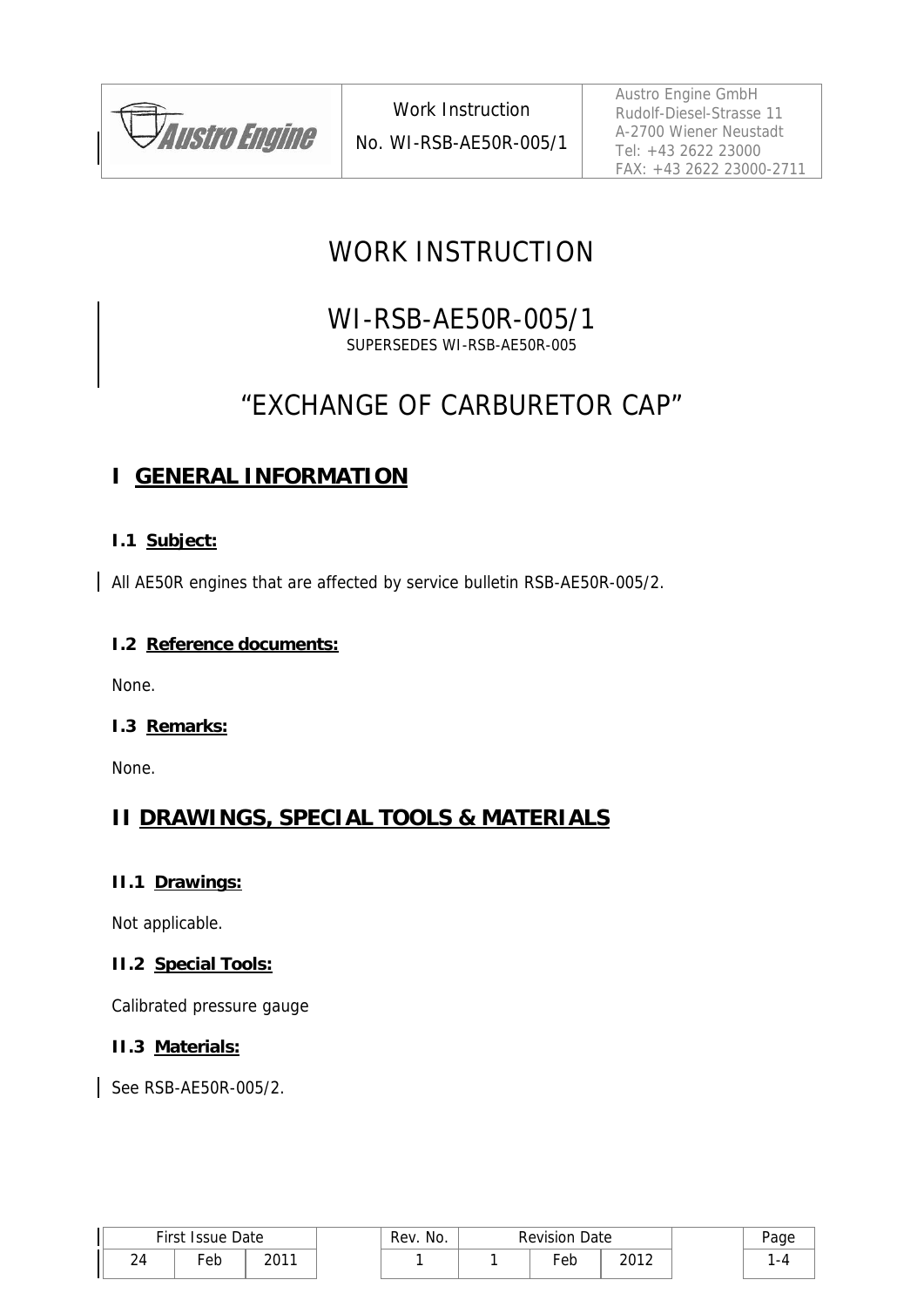# WORK INSTRUCTION

## WI-RSB-AE50R-005/1

SUPERSEDES WI-RSB-AE50R-005

# "EXCHANGE OF CARBURETOR CAP"

## I GENERAL INFORMATION

### I.1 Subject:

All AE50R engines that are affected by service bulletin RSB-AE50R-005/2.

### I.2 Reference documents:

None.

### I.3 Remarks:

None.

## II DRAWINGS, SPECIAL TOOLS & MATERIALS

### II.1 Drawings:

Not applicable.

### II.2 Special Tools:

Calibrated pressure gauge

### II.3 Materials:

See RSB-AE50R-005/2.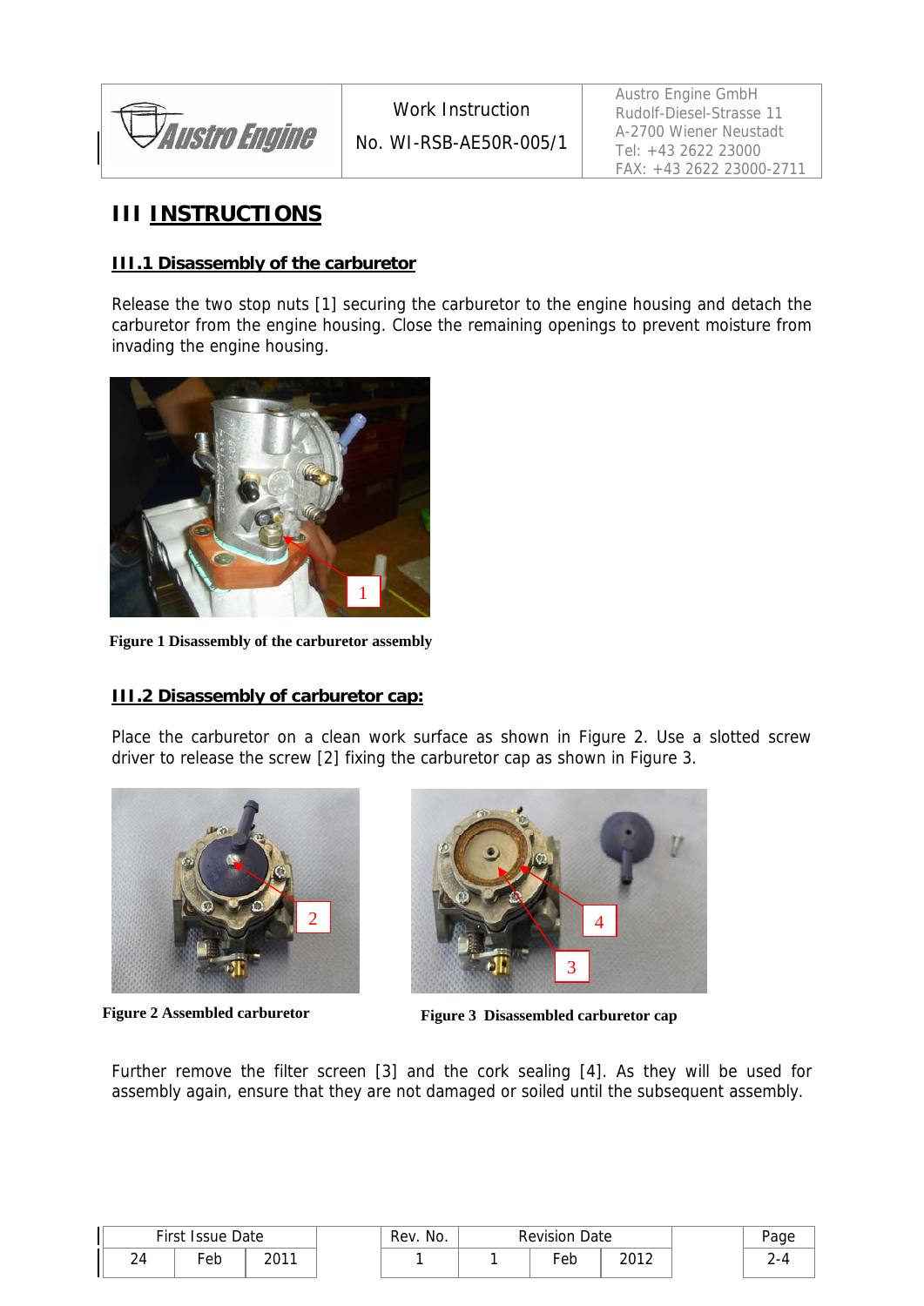# III INSTRUCTIONS

## III.1 Disassembly of the carburetor

Release the two stop nuts [1] securing the carburetor to the engine housing and detach the carburetor from the engine housing. Close the remaining openings to prevent moisture from invading the engine housing.

**Figure 1 Disassembly of the carburetor assembly**

## III.2 Disassembly of carburetor cap:

Place the carburetor on a clean work surface as shown in Figure 2. Use a slotted screw driver to release the screw [2] fixing the carburetor cap as shown in Figure 3.

**Figure 2 Assembled carburetor**

**Figure 3 Disassembled carburetor cap**

Further remove the filter screen [3] and the cork sealing [4]. As they will be used for assembly again, ensure that they are not damaged or soiled until the subsequent assembly.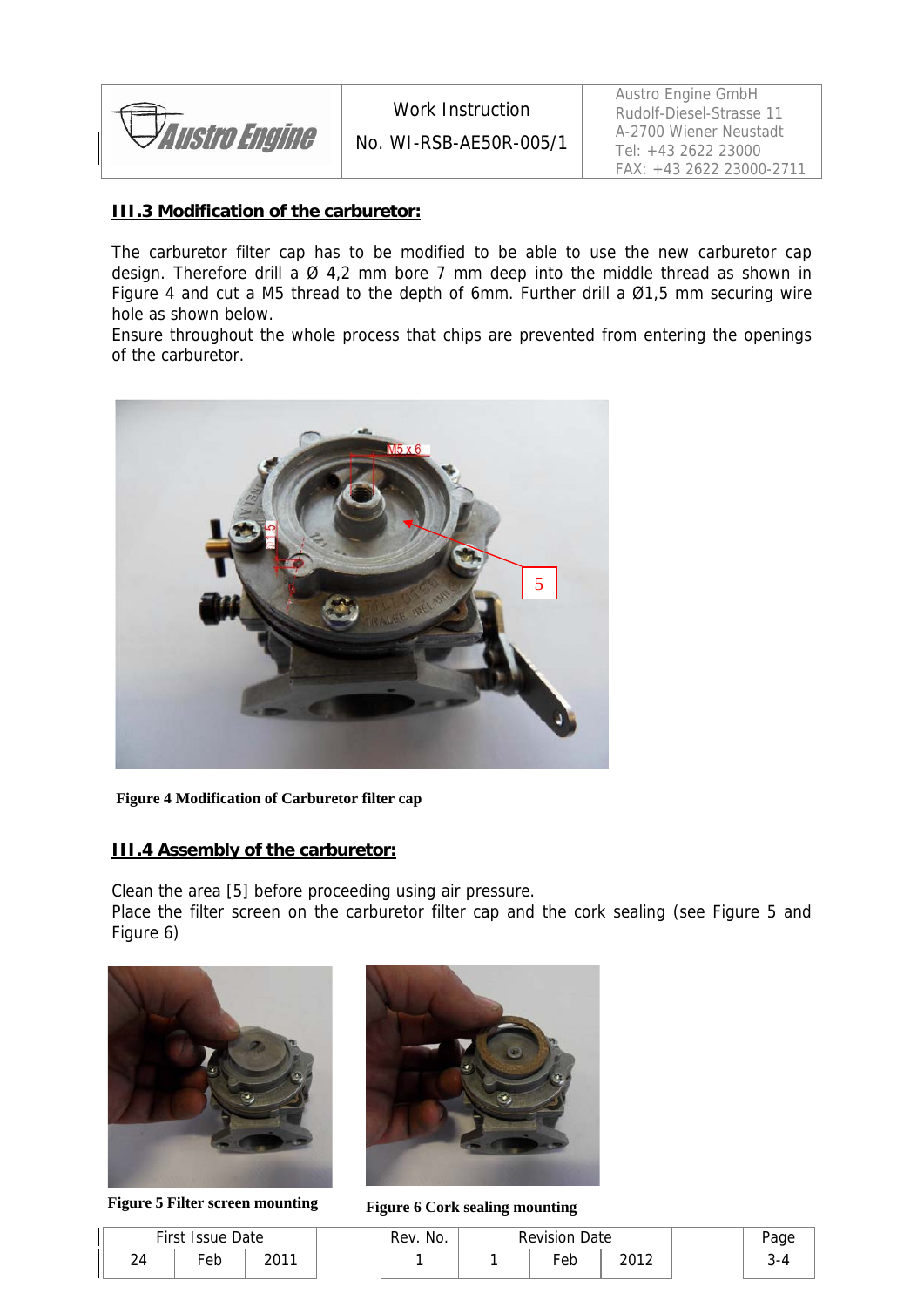## III.3 Modification of the carburetor:

The carburetor filter cap has to be modified to be able to use the new carburetor cap design. Therefore drill a Ø 4,2 mm bore 7 mm deep into the middle thread as shown in Figure 4 and cut a M5 thread to the depth of 6mm. Further drill a Ø1,5 mm securing wire hole as shown below.

Ensure throughout the whole process that chips are prevented from entering the openings of the carburetor.

**Figure 4 Modification of Carburetor filter cap**

## III.4 Assembly of the carburetor:

Clean the area [5] before proceeding using air pressure.

Place the filter screen on the carburetor filter cap and the cork sealing (see Figure 5 and Figure 6)

**Figure 5 Filter screen mounting**

**Figure 6 Cork sealing mounting**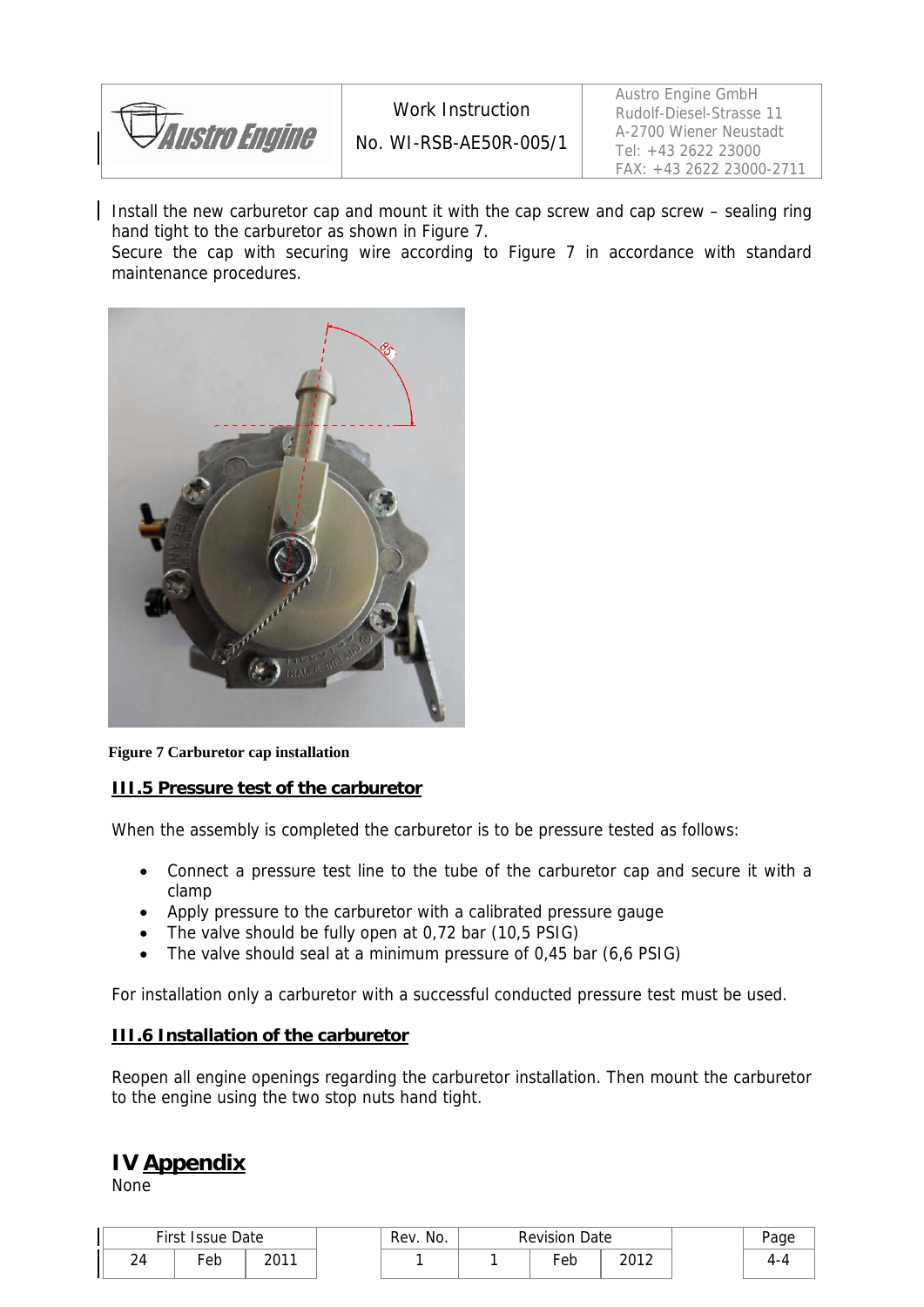Install the new carburetor cap and mount it with the cap screw and cap screw – sealing ring hand tight to the carburetor as shown in Figure 7.
Secure the cap with securing wire according to Figure 7 in accordance with standard maintenance procedures.

**Figure 7 Carburetor cap installation**

### III.5 Pressure test of the carburetor

When the assembly is completed the carburetor is to be pressure tested as follows:

- Connect a pressure test line to the tube of the carburetor cap and secure it with a clamp
- Apply pressure to the carburetor with a calibrated pressure gauge
- The valve should be fully open at 0,72 bar (10,5 PSIG)
- The valve should seal at a minimum pressure of 0,45 bar (6,6 PSIG)

For installation only a carburetor with a successful conducted pressure test must be used.

### III.6 Installation of the carburetor

Reopen all engine openings regarding the carburetor installation. Then mount the carburetor to the engine using the two stop nuts hand tight.

## IV Appendix

None